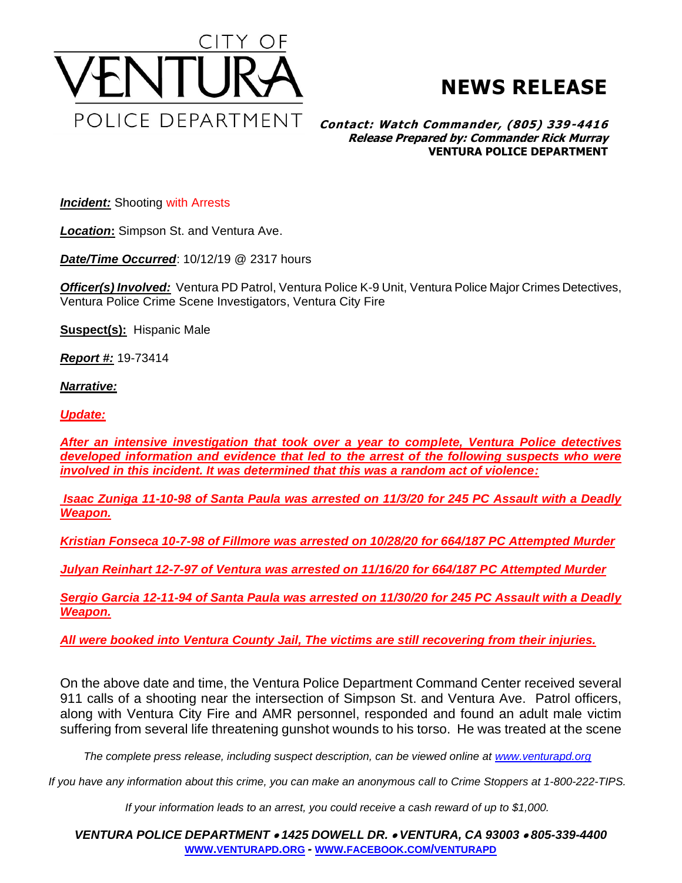CITY OF

# VENTURA

POLICE DEPARTMENT

# NEWS RELEASE

***Contact: Watch Commander, (805) 339-4416***
***Release Prepared by: Commander Rick Murray***
**VENTURA POLICE DEPARTMENT**

***Incident:*** Shooting with Arrests

***Location*:** Simpson St. and Ventura Ave.

***Date/Time Occurred***: 10/12/19 @ 2317 hours

***Officer(s) Involved:*** Ventura PD Patrol, Ventura Police K-9 Unit, Ventura Police Major Crimes Detectives, Ventura Police Crime Scene Investigators, Ventura City Fire

**Suspect(s):** Hispanic Male

***Report #:*** 19-73414

***Narrative:***

***Update:***

***After an intensive investigation that took over a year to complete, Ventura Police detectives developed information and evidence that led to the arrest of the following suspects who were involved in this incident. It was determined that this was a random act of violence:***

***Isaac Zuniga 11-10-98 of Santa Paula was arrested on 11/3/20 for 245 PC Assault with a Deadly Weapon.***

***Kristian Fonseca 10-7-98 of Fillmore was arrested on 10/28/20 for 664/187 PC Attempted Murder***

***Julyan Reinhart 12-7-97 of Ventura was arrested on 11/16/20 for 664/187 PC Attempted Murder***

***Sergio Garcia 12-11-94 of Santa Paula was arrested on 11/30/20 for 245 PC Assault with a Deadly Weapon.***

***All were booked into Ventura County Jail, The victims are still recovering from their injuries.***

On the above date and time, the Ventura Police Department Command Center received several 911 calls of a shooting near the intersection of Simpson St. and Ventura Ave. Patrol officers, along with Ventura City Fire and AMR personnel, responded and found an adult male victim suffering from several life threatening gunshot wounds to his torso. He was treated at the scene

*The complete press release, including suspect description, can be viewed online at www.venturapd.org*

*If you have any information about this crime, you can make an anonymous call to Crime Stoppers at 1-800-222-TIPS.*

*If your information leads to an arrest, you could receive a cash reward of up to $1,000.*

***VENTURA POLICE DEPARTMENT • 1425 DOWELL DR. • VENTURA, CA 93003 • 805-339-4400***
**WWW.VENTURAPD.ORG - WWW.FACEBOOK.COM/VENTURAPD**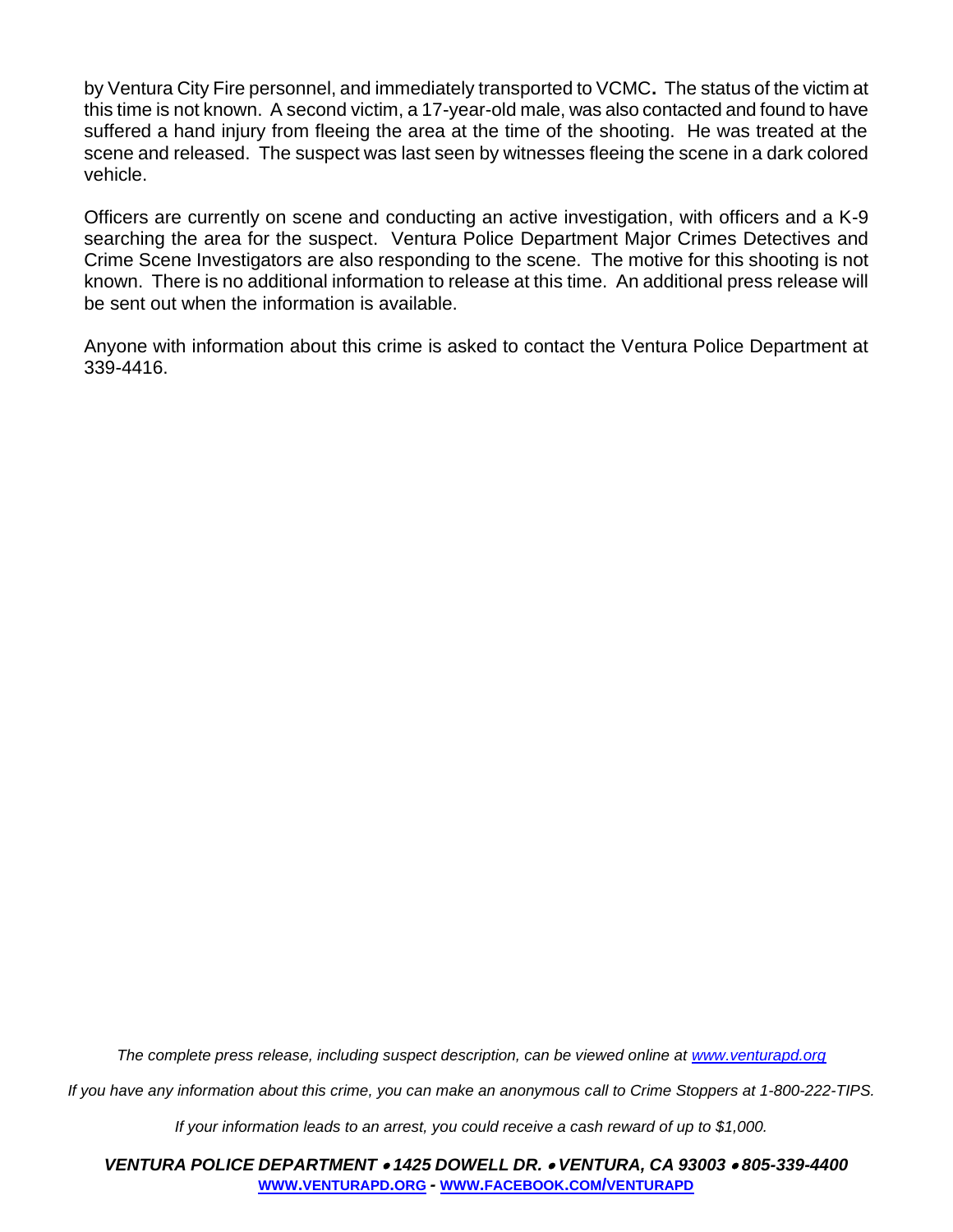by Ventura City Fire personnel, and immediately transported to VCMC**.** The status of the victim at this time is not known. A second victim, a 17-year-old male, was also contacted and found to have suffered a hand injury from fleeing the area at the time of the shooting. He was treated at the scene and released. The suspect was last seen by witnesses fleeing the scene in a dark colored vehicle.

Officers are currently on scene and conducting an active investigation, with officers and a K-9 searching the area for the suspect. Ventura Police Department Major Crimes Detectives and Crime Scene Investigators are also responding to the scene. The motive for this shooting is not known. There is no additional information to release at this time. An additional press release will be sent out when the information is available.

Anyone with information about this crime is asked to contact the Ventura Police Department at 339-4416.

*The complete press release, including suspect description, can be viewed online at [www.venturapd.org](http://www.venturapd.org)*

*If you have any information about this crime, you can make an anonymous call to Crime Stoppers at 1-800-222-TIPS.*

*If your information leads to an arrest, you could receive a cash reward of up to $1,000.*